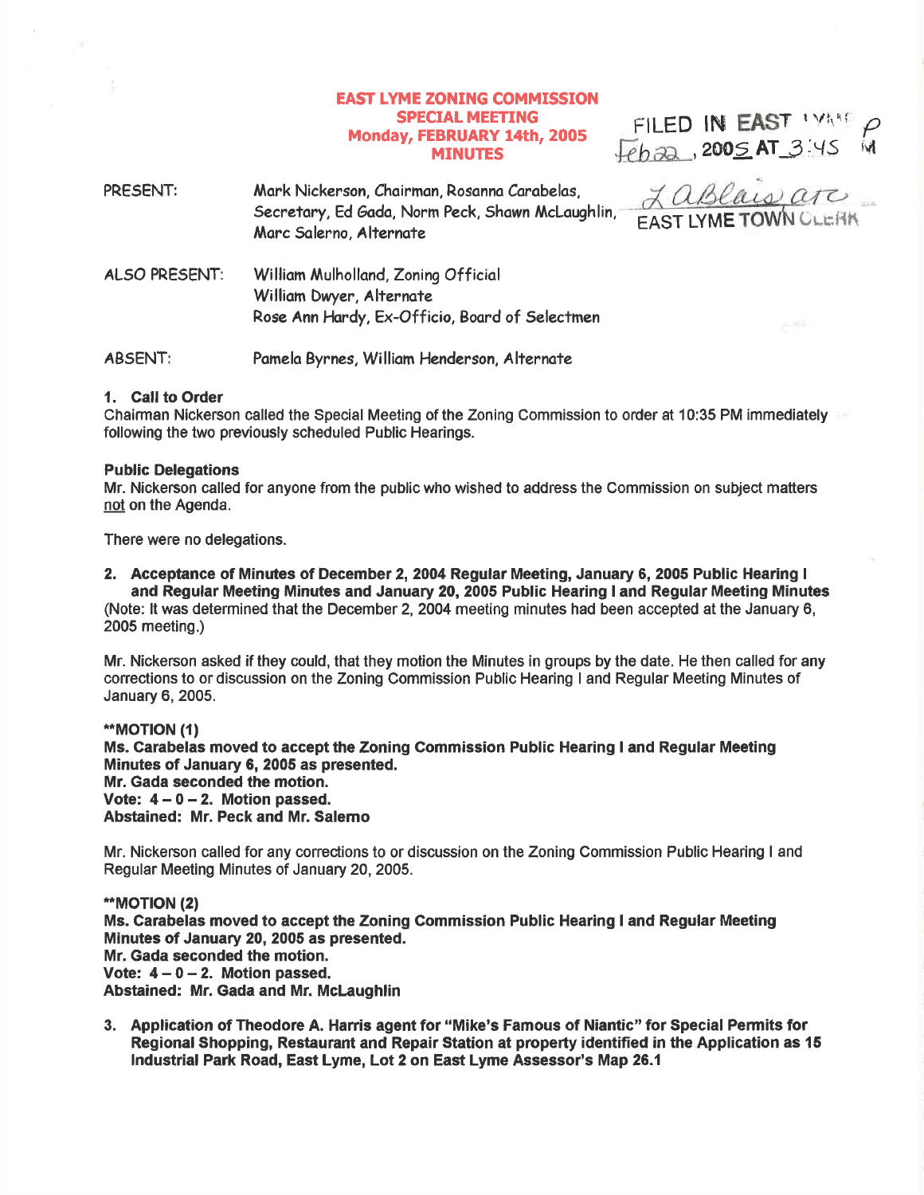# EAST LYME ZONING COMMISSION
## SPECIAL MEETING
## Monday, FEBRUARY 14th, 2005
## MINUTES

FILED IN EAST LYME Feb 22, 2005 AT 3:45 PM
L ABlais asc
EAST LYME TOWN CLERK

PRESENT: Mark Nickerson, Chairman, Rosanna Carabelas, Secretary, Ed Gada, Norm Peck, Shawn McLaughlin, Marc Salerno, Alternate

ALSO PRESENT: William Mulholland, Zoning Official
William Dwyer, Alternate
Rose Ann Hardy, Ex-Officio, Board of Selectmen

ABSENT: Pamela Byrnes, William Henderson, Alternate

**1. Call to Order**

Chairman Nickerson called the Special Meeting of the Zoning Commission to order at 10:35 PM immediately following the two previously scheduled Public Hearings.

**Public Delegations**

Mr. Nickerson called for anyone from the public who wished to address the Commission on subject matters not on the Agenda.

There were no delegations.

**2. Acceptance of Minutes of December 2, 2004 Regular Meeting, January 6, 2005 Public Hearing I and Regular Meeting Minutes and January 20, 2005 Public Hearing I and Regular Meeting Minutes**

(Note: It was determined that the December 2, 2004 meeting minutes had been accepted at the January 6, 2005 meeting.)

Mr. Nickerson asked if they could, that they motion the Minutes in groups by the date. He then called for any corrections to or discussion on the Zoning Commission Public Hearing I and Regular Meeting Minutes of January 6, 2005.

**\*\*MOTION (1)**
**Ms. Carabelas moved to accept the Zoning Commission Public Hearing I and Regular Meeting Minutes of January 6, 2005 as presented.**
**Mr. Gada seconded the motion.**
**Vote: 4 – 0 – 2. Motion passed.**
**Abstained: Mr. Peck and Mr. Salerno**

Mr. Nickerson called for any corrections to or discussion on the Zoning Commission Public Hearing I and Regular Meeting Minutes of January 20, 2005.

**\*\*MOTION (2)**
**Ms. Carabelas moved to accept the Zoning Commission Public Hearing I and Regular Meeting Minutes of January 20, 2005 as presented.**
**Mr. Gada seconded the motion.**
**Vote: 4 – 0 – 2. Motion passed.**
**Abstained: Mr. Gada and Mr. McLaughlin**

**3. Application of Theodore A. Harris agent for "Mike's Famous of Niantic" for Special Permits for Regional Shopping, Restaurant and Repair Station at property identified in the Application as 15 Industrial Park Road, East Lyme, Lot 2 on East Lyme Assessor's Map 26.1**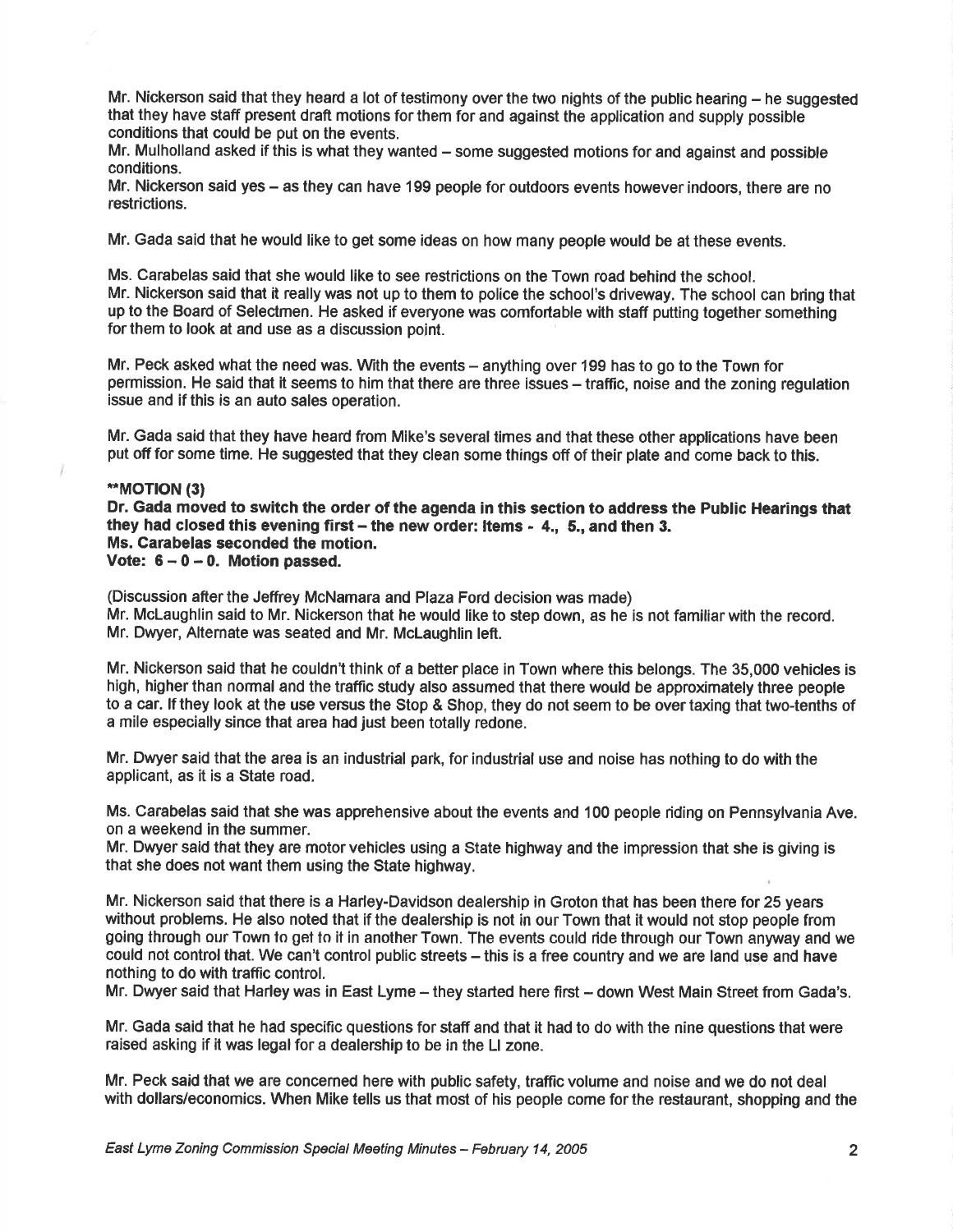Mr. Nickerson said that they heard a lot of testimony over the two nights of the public hearing – he suggested that they have staff present draft motions for them for and against the application and supply possible conditions that could be put on the events.

Mr. Mulholland asked if this is what they wanted – some suggested motions for and against and possible conditions.

Mr. Nickerson said yes – as they can have 199 people for outdoors events however indoors, there are no restrictions.

Mr. Gada said that he would like to get some ideas on how many people would be at these events.

Ms. Carabelas said that she would like to see restrictions on the Town road behind the school.

Mr. Nickerson said that it really was not up to them to police the school's driveway. The school can bring that up to the Board of Selectmen. He asked if everyone was comfortable with staff putting together something for them to look at and use as a discussion point.

Mr. Peck asked what the need was. With the events – anything over 199 has to go to the Town for permission. He said that it seems to him that there are three issues – traffic, noise and the zoning regulation issue and if this is an auto sales operation.

Mr. Gada said that they have heard from Mike's several times and that these other applications have been put off for some time. He suggested that they clean some things off of their plate and come back to this.

**\*\*MOTION (3)**

**Dr. Gada moved to switch the order of the agenda in this section to address the Public Hearings that they had closed this evening first – the new order: Items - 4., 5., and then 3.**

**Ms. Carabelas seconded the motion.**

**Vote: 6 – 0 – 0. Motion passed.**

(Discussion after the Jeffrey McNamara and Plaza Ford decision was made)

Mr. McLaughlin said to Mr. Nickerson that he would like to step down, as he is not familiar with the record. Mr. Dwyer, Alternate was seated and Mr. McLaughlin left.

Mr. Nickerson said that he couldn't think of a better place in Town where this belongs. The 35,000 vehicles is high, higher than normal and the traffic study also assumed that there would be approximately three people to a car. If they look at the use versus the Stop & Shop, they do not seem to be over taxing that two-tenths of a mile especially since that area had just been totally redone.

Mr. Dwyer said that the area is an industrial park, for industrial use and noise has nothing to do with the applicant, as it is a State road.

Ms. Carabelas said that she was apprehensive about the events and 100 people riding on Pennsylvania Ave. on a weekend in the summer.

Mr. Dwyer said that they are motor vehicles using a State highway and the impression that she is giving is that she does not want them using the State highway.

Mr. Nickerson said that there is a Harley-Davidson dealership in Groton that has been there for 25 years without problems. He also noted that if the dealership is not in our Town that it would not stop people from going through our Town to get to it in another Town. The events could ride through our Town anyway and we could not control that. We can't control public streets – this is a free country and we are land use and have nothing to do with traffic control.

Mr. Dwyer said that Harley was in East Lyme – they started here first – down West Main Street from Gada's.

Mr. Gada said that he had specific questions for staff and that it had to do with the nine questions that were raised asking if it was legal for a dealership to be in the LI zone.

Mr. Peck said that we are concerned here with public safety, traffic volume and noise and we do not deal with dollars/economics. When Mike tells us that most of his people come for the restaurant, shopping and the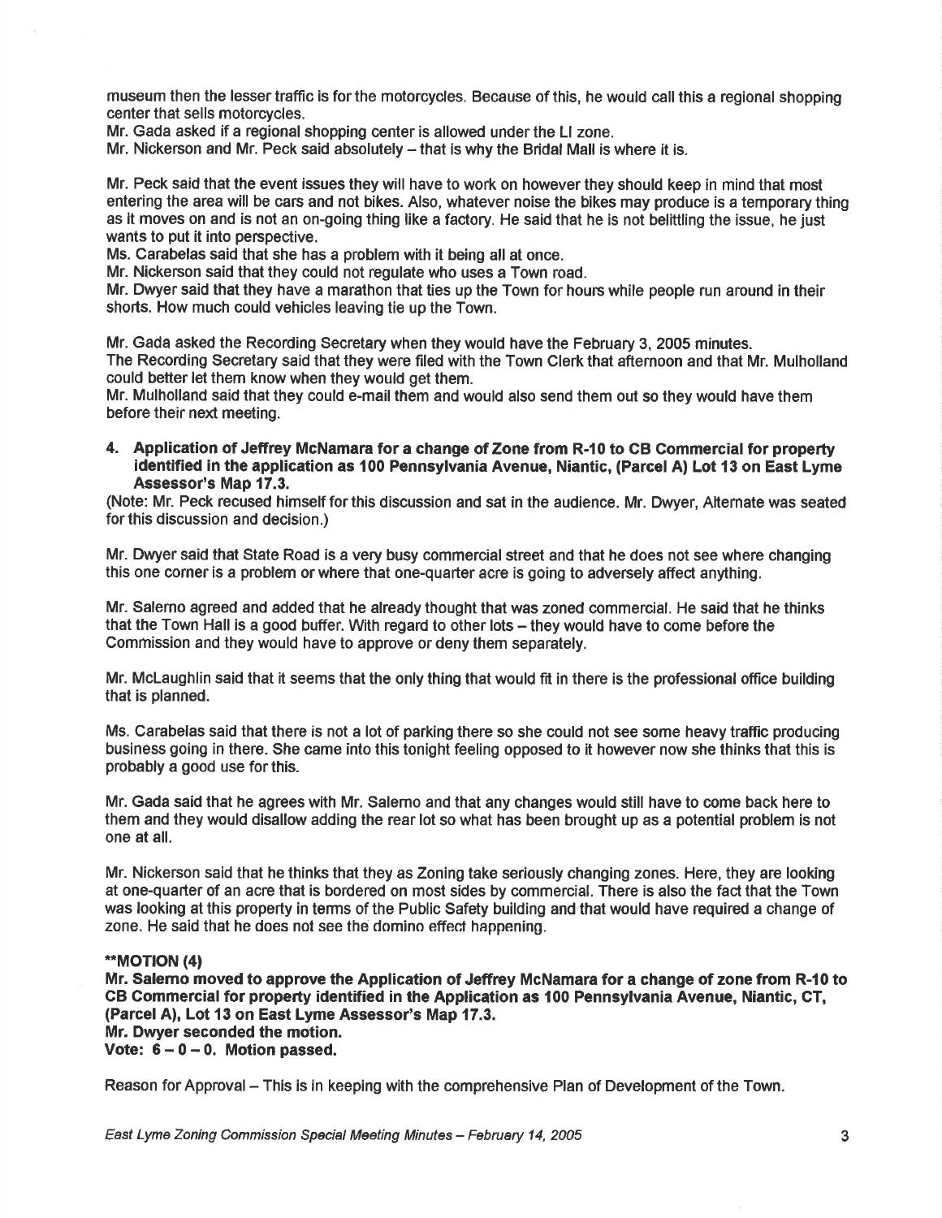museum then the lesser traffic is for the motorcycles. Because of this, he would call this a regional shopping center that sells motorcycles.

Mr. Gada asked if a regional shopping center is allowed under the LI zone.

Mr. Nickerson and Mr. Peck said absolutely – that is why the Bridal Mall is where it is.

Mr. Peck said that the event issues they will have to work on however they should keep in mind that most entering the area will be cars and not bikes. Also, whatever noise the bikes may produce is a temporary thing as it moves on and is not an on-going thing like a factory. He said that he is not belittling the issue, he just wants to put it into perspective.

Ms. Carabelas said that she has a problem with it being all at once.

Mr. Nickerson said that they could not regulate who uses a Town road.

Mr. Dwyer said that they have a marathon that ties up the Town for hours while people run around in their shorts. How much could vehicles leaving tie up the Town.

Mr. Gada asked the Recording Secretary when they would have the February 3, 2005 minutes.

The Recording Secretary said that they were filed with the Town Clerk that afternoon and that Mr. Mulholland could better let them know when they would get them.

Mr. Mulholland said that they could e-mail them and would also send them out so they would have them before their next meeting.

**4. Application of Jeffrey McNamara for a change of Zone from R-10 to CB Commercial for property identified in the application as 100 Pennsylvania Avenue, Niantic, (Parcel A) Lot 13 on East Lyme Assessor's Map 17.3.**

(Note: Mr. Peck recused himself for this discussion and sat in the audience. Mr. Dwyer, Alternate was seated for this discussion and decision.)

Mr. Dwyer said that State Road is a very busy commercial street and that he does not see where changing this one corner is a problem or where that one-quarter acre is going to adversely affect anything.

Mr. Salerno agreed and added that he already thought that was zoned commercial. He said that he thinks that the Town Hall is a good buffer. With regard to other lots – they would have to come before the Commission and they would have to approve or deny them separately.

Mr. McLaughlin said that it seems that the only thing that would fit in there is the professional office building that is planned.

Ms. Carabelas said that there is not a lot of parking there so she could not see some heavy traffic producing business going in there. She came into this tonight feeling opposed to it however now she thinks that this is probably a good use for this.

Mr. Gada said that he agrees with Mr. Salerno and that any changes would still have to come back here to them and they would disallow adding the rear lot so what has been brought up as a potential problem is not one at all.

Mr. Nickerson said that he thinks that they as Zoning take seriously changing zones. Here, they are looking at one-quarter of an acre that is bordered on most sides by commercial. There is also the fact that the Town was looking at this property in terms of the Public Safety building and that would have required a change of zone. He said that he does not see the domino effect happening.

****MOTION (4)**

**Mr. Salerno moved to approve the Application of Jeffrey McNamara for a change of zone from R-10 to CB Commercial for property identified in the Application as 100 Pennsylvania Avenue, Niantic, CT, (Parcel A), Lot 13 on East Lyme Assessor's Map 17.3.**

**Mr. Dwyer seconded the motion.**

**Vote: 6 – 0 – 0. Motion passed.**

Reason for Approval – This is in keeping with the comprehensive Plan of Development of the Town.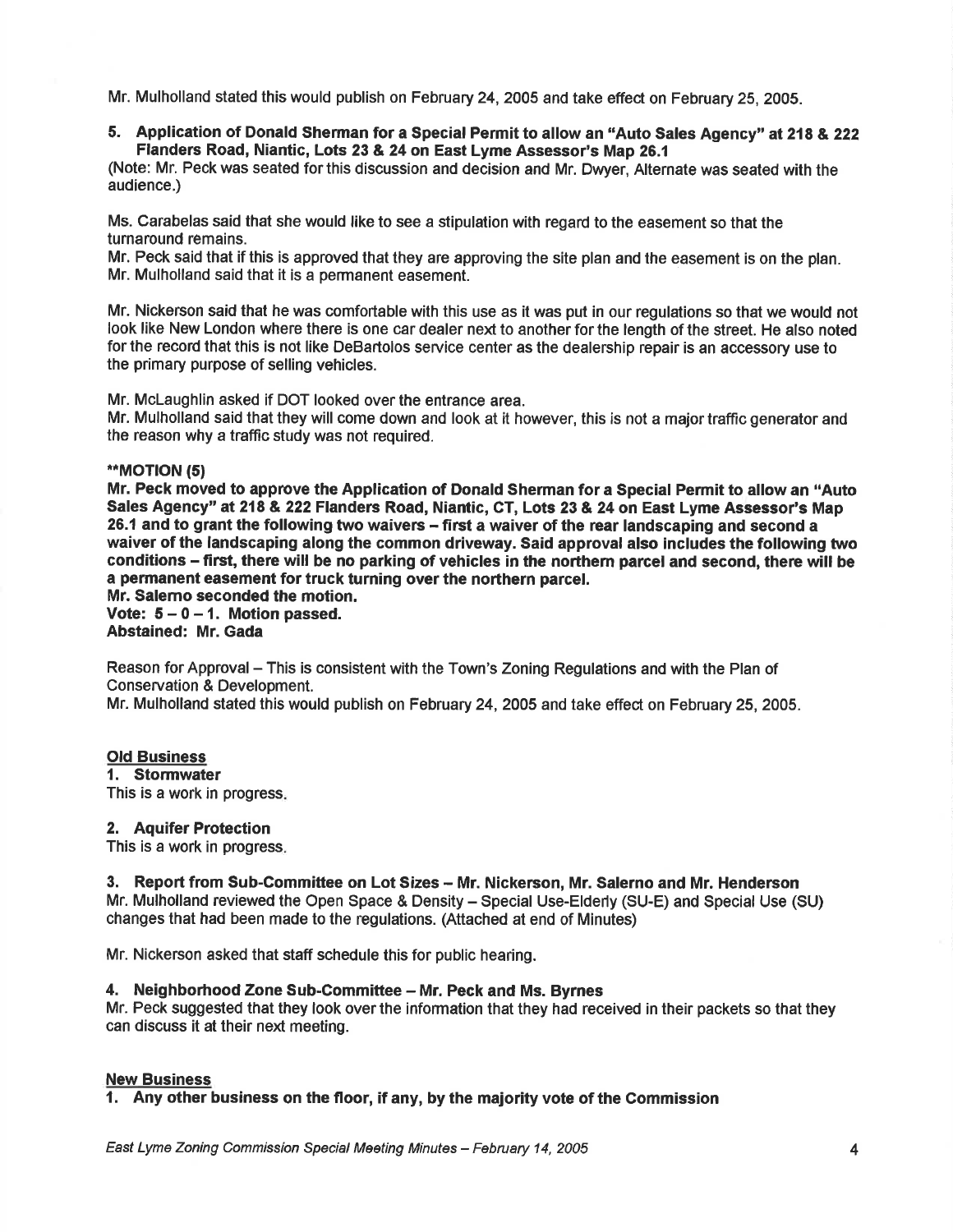Mr. Mulholland stated this would publish on February 24, 2005 and take effect on February 25, 2005.

**5. Application of Donald Sherman for a Special Permit to allow an "Auto Sales Agency" at 218 & 222 Flanders Road, Niantic, Lots 23 & 24 on East Lyme Assessor's Map 26.1**

(Note: Mr. Peck was seated for this discussion and decision and Mr. Dwyer, Alternate was seated with the audience.)

Ms. Carabelas said that she would like to see a stipulation with regard to the easement so that the turnaround remains.

Mr. Peck said that if this is approved that they are approving the site plan and the easement is on the plan.

Mr. Mulholland said that it is a permanent easement.

Mr. Nickerson said that he was comfortable with this use as it was put in our regulations so that we would not look like New London where there is one car dealer next to another for the length of the street. He also noted for the record that this is not like DeBartolos service center as the dealership repair is an accessory use to the primary purpose of selling vehicles.

Mr. McLaughlin asked if DOT looked over the entrance area.

Mr. Mulholland said that they will come down and look at it however, this is not a major traffic generator and the reason why a traffic study was not required.

****MOTION (5)**

**Mr. Peck moved to approve the Application of Donald Sherman for a Special Permit to allow an "Auto Sales Agency" at 218 & 222 Flanders Road, Niantic, CT, Lots 23 & 24 on East Lyme Assessor's Map 26.1 and to grant the following two waivers – first a waiver of the rear landscaping and second a waiver of the landscaping along the common driveway. Said approval also includes the following two conditions – first, there will be no parking of vehicles in the northern parcel and second, there will be a permanent easement for truck turning over the northern parcel.**

**Mr. Salerno seconded the motion.**

**Vote: 5 – 0 – 1. Motion passed.**

**Abstained: Mr. Gada**

Reason for Approval – This is consistent with the Town's Zoning Regulations and with the Plan of Conservation & Development.

Mr. Mulholland stated this would publish on February 24, 2005 and take effect on February 25, 2005.

## Old Business

**1. Stormwater**

This is a work in progress.

**2. Aquifer Protection**

This is a work in progress.

**3. Report from Sub-Committee on Lot Sizes – Mr. Nickerson, Mr. Salerno and Mr. Henderson**

Mr. Mulholland reviewed the Open Space & Density – Special Use-Elderly (SU-E) and Special Use (SU) changes that had been made to the regulations. (Attached at end of Minutes)

Mr. Nickerson asked that staff schedule this for public hearing.

**4. Neighborhood Zone Sub-Committee – Mr. Peck and Ms. Byrnes**

Mr. Peck suggested that they look over the information that they had received in their packets so that they can discuss it at their next meeting.

## New Business

**1. Any other business on the floor, if any, by the majority vote of the Commission**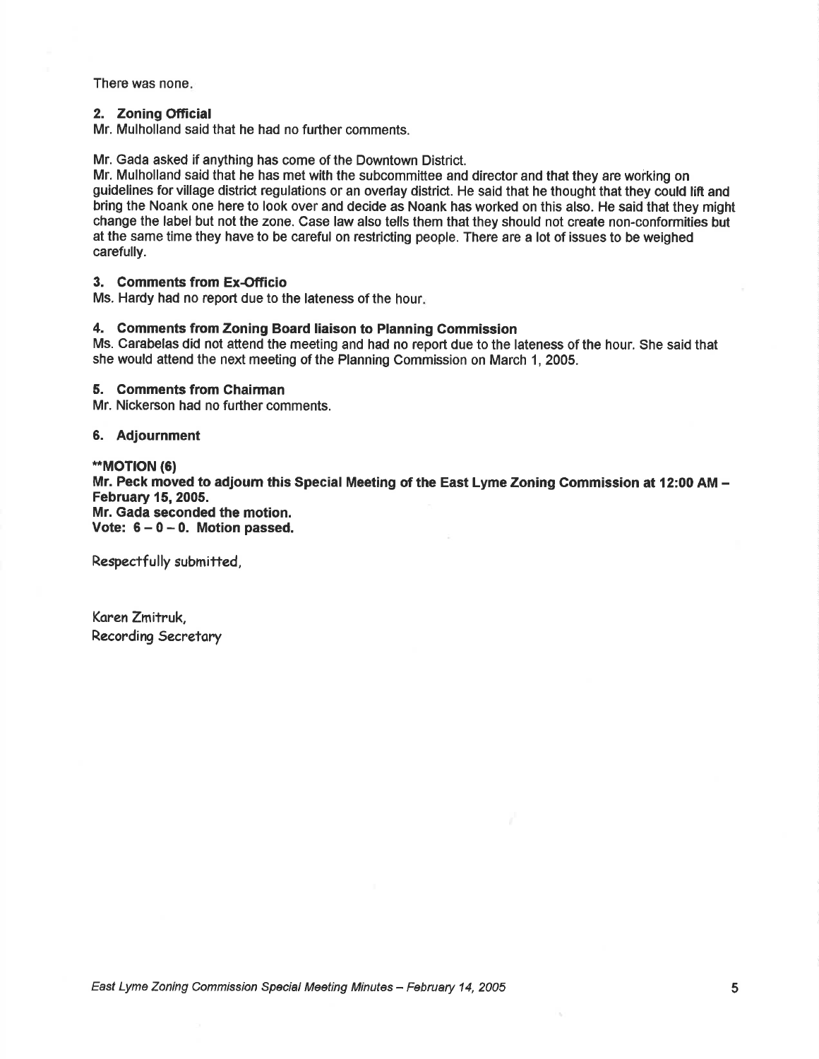There was none.

**2. Zoning Official**

Mr. Mulholland said that he had no further comments.

Mr. Gada asked if anything has come of the Downtown District.

Mr. Mulholland said that he has met with the subcommittee and director and that they are working on guidelines for village district regulations or an overlay district. He said that he thought that they could lift and bring the Noank one here to look over and decide as Noank has worked on this also. He said that they might change the label but not the zone. Case law also tells them that they should not create non-conformities but at the same time they have to be careful on restricting people. There are a lot of issues to be weighed carefully.

**3. Comments from Ex-Officio**

Ms. Hardy had no report due to the lateness of the hour.

**4. Comments from Zoning Board liaison to Planning Commission**

Ms. Carabelas did not attend the meeting and had no report due to the lateness of the hour. She said that she would attend the next meeting of the Planning Commission on March 1, 2005.

**5. Comments from Chairman**

Mr. Nickerson had no further comments.

**6. Adjournment**

****MOTION (6)**
**Mr. Peck moved to adjourn this Special Meeting of the East Lyme Zoning Commission at 12:00 AM – February 15, 2005.**
**Mr. Gada seconded the motion.**
**Vote: 6 – 0 – 0. Motion passed.**

Respectfully submitted,

Karen Zmitruk,
Recording Secretary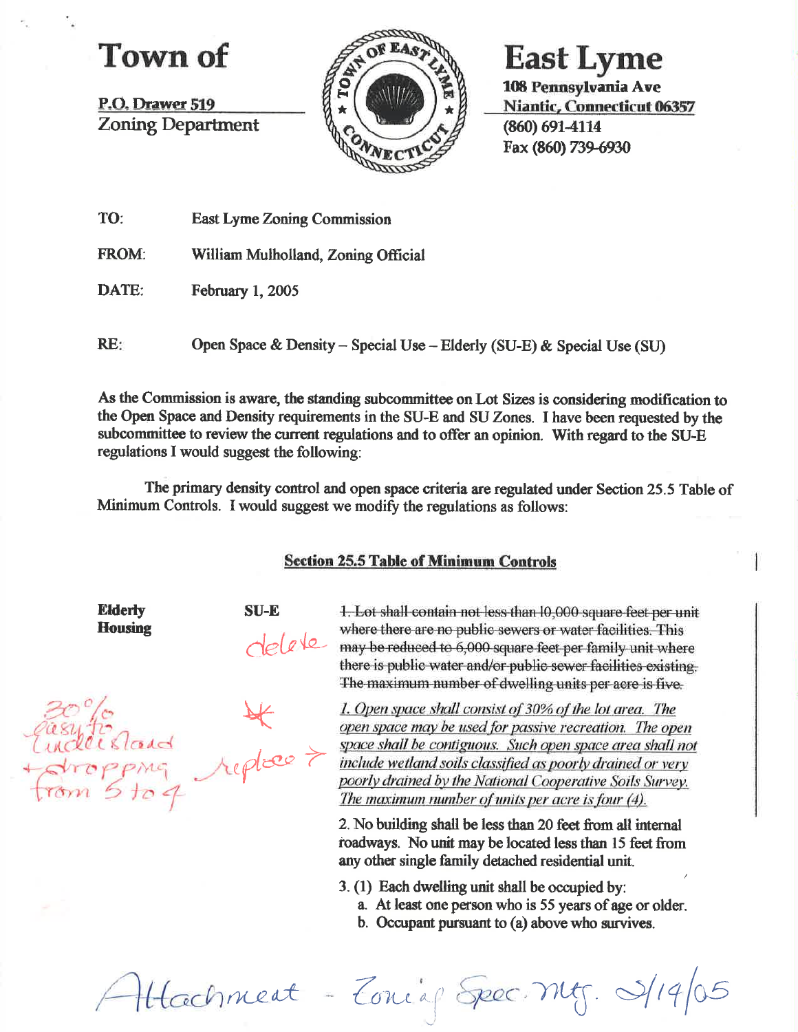# Town of East Lyme

P.O. Drawer 519
Zoning Department

108 Pennsylvania Ave
Niantic, Connecticut 06357
(860) 691-4114
Fax (860) 739-6930

TO: East Lyme Zoning Commission

FROM: William Mulholland, Zoning Official

DATE: February 1, 2005

RE: Open Space & Density – Special Use – Elderly (SU-E) & Special Use (SU)

As the Commission is aware, the standing subcommittee on Lot Sizes is considering modification to the Open Space and Density requirements in the SU-E and SU Zones. I have been requested by the subcommittee to review the current regulations and to offer an opinion. With regard to the SU-E regulations I would suggest the following:

The primary density control and open space criteria are regulated under Section 25.5 Table of Minimum Controls. I would suggest we modify the regulations as follows:

## Section 25.5 Table of Minimum Controls

**Elderly Housing** — **SU-E**

*delete* ~~1. Lot shall contain not less than 10,000 square feet per unit where there are no public sewers or water facilities. This may be reduced to 6,000 square feet per family unit where there is public water and/or public sewer facilities existing. The maximum number of dwelling units per acre is five.~~

*30% easy to understand + dropping from 5 to 4* — * *replace →*

*1. Open space shall consist of 30% of the lot area. The open space may be used for passive recreation. The open space shall be contiguous. Such open space area shall not include wetland soils classified as poorly drained or very poorly drained by the National Cooperative Soils Survey. The maximum number of units per acre is four (4).*

2. No building shall be less than 20 feet from all internal roadways. No unit may be located less than 15 feet from any other single family detached residential unit.

3. (1) Each dwelling unit shall be occupied by:
   a. At least one person who is 55 years of age or older.
   b. Occupant pursuant to (a) above who survives.

*Attachment - Zoning Spec. Mtg. 3/14/05*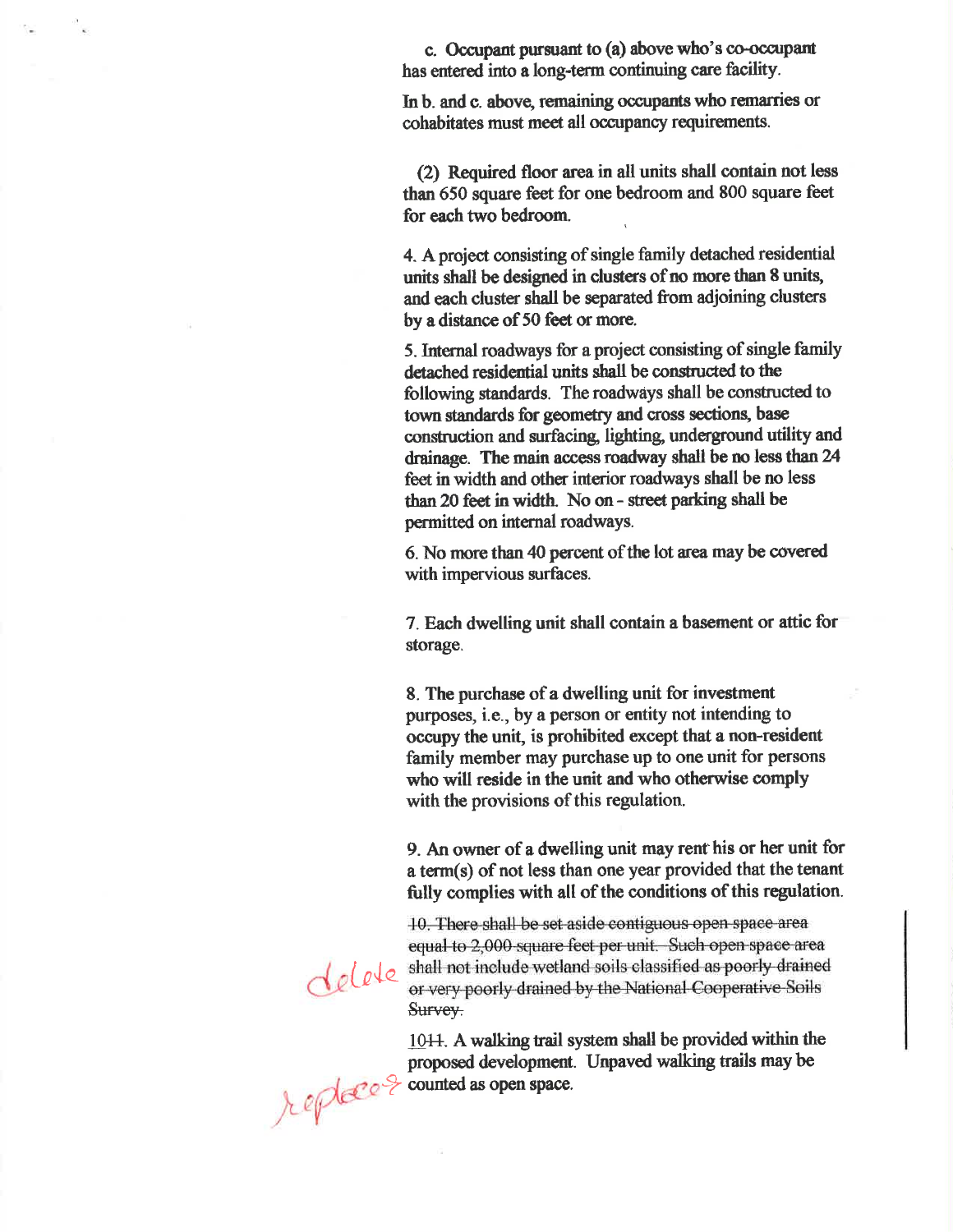c. Occupant pursuant to (a) above who's co-occupant has entered into a long-term continuing care facility.

In b. and c. above, remaining occupants who remarries or cohabitates must meet all occupancy requirements.

(2) Required floor area in all units shall contain not less than 650 square feet for one bedroom and 800 square feet for each two bedroom.

4. A project consisting of single family detached residential units shall be designed in clusters of no more than 8 units, and each cluster shall be separated from adjoining clusters by a distance of 50 feet or more.

5. Internal roadways for a project consisting of single family detached residential units shall be constructed to the following standards. The roadways shall be constructed to town standards for geometry and cross sections, base construction and surfacing, lighting, underground utility and drainage. The main access roadway shall be no less than 24 feet in width and other interior roadways shall be no less than 20 feet in width. No on - street parking shall be permitted on internal roadways.

6. No more than 40 percent of the lot area may be covered with impervious surfaces.

7. Each dwelling unit shall contain a basement or attic for storage.

8. The purchase of a dwelling unit for investment purposes, i.e., by a person or entity not intending to occupy the unit, is prohibited except that a non-resident family member may purchase up to one unit for persons who will reside in the unit and who otherwise comply with the provisions of this regulation.

9. An owner of a dwelling unit may rent his or her unit for a term(s) of not less than one year provided that the tenant fully complies with all of the conditions of this regulation.

delete ~~10. There shall be set aside contiguous open space area equal to 2,000 square feet per unit. Such open space area shall not include wetland soils classified as poorly drained or very poorly drained by the National Cooperative Soils Survey.~~

replaces 10~~11~~. A walking trail system shall be provided within the proposed development. Unpaved walking trails may be counted as open space.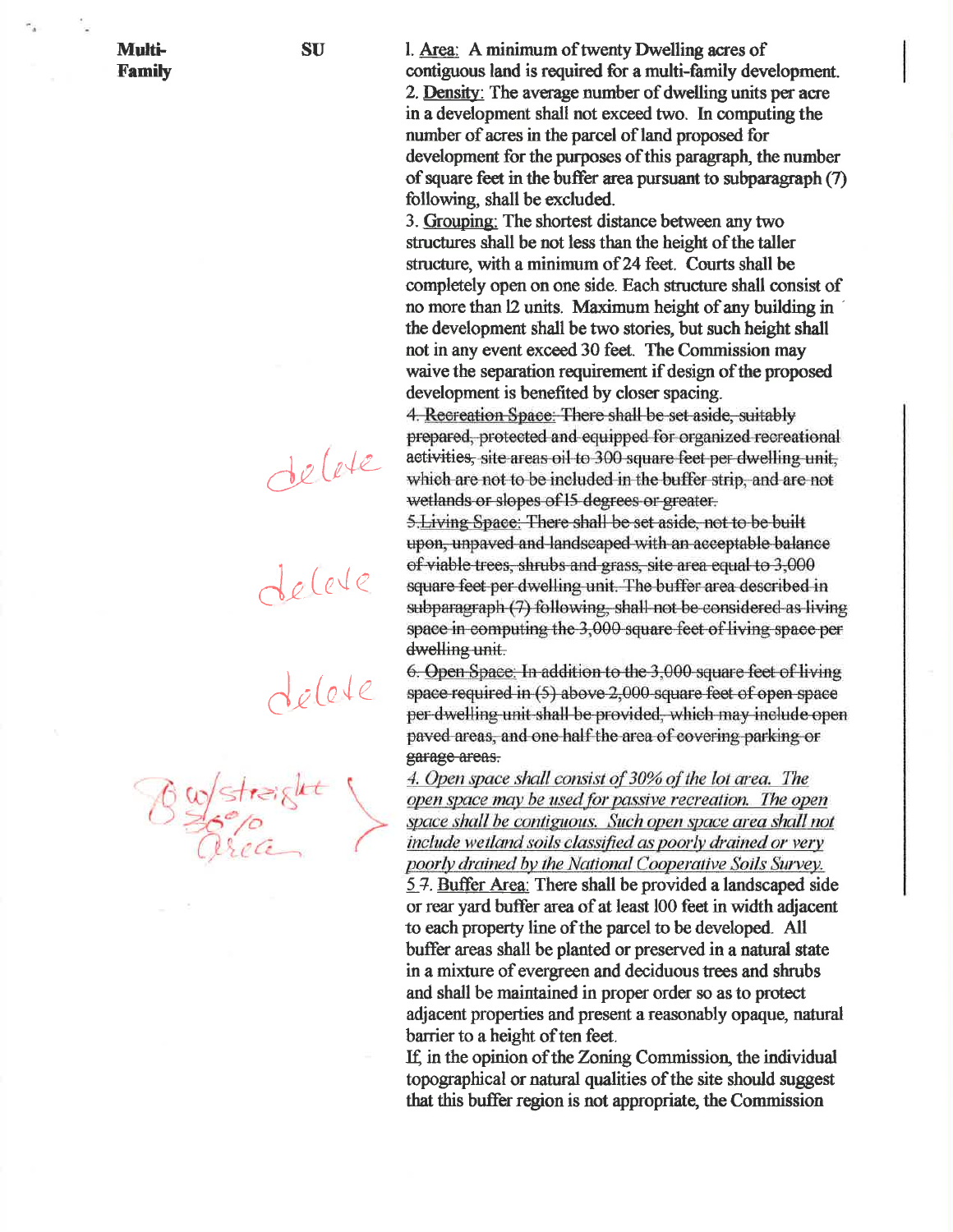**Multi-Family** | **SU**

1. Area: A minimum of twenty Dwelling acres of contiguous land is required for a multi-family development.
2. Density: The average number of dwelling units per acre in a development shall not exceed two. In computing the number of acres in the parcel of land proposed for development for the purposes of this paragraph, the number of square feet in the buffer area pursuant to subparagraph (7) following, shall be excluded.
3. Grouping: The shortest distance between any two structures shall be not less than the height of the taller structure, with a minimum of 24 feet. Courts shall be completely open on one side. Each structure shall consist of no more than 12 units. Maximum height of any building in the development shall be two stories, but such height shall not in any event exceed 30 feet. The Commission may waive the separation requirement if design of the proposed development is benefited by closer spacing.

delete ~~4. Recreation Space: There shall be set aside, suitably prepared, protected and equipped for organized recreational activities, site areas oil to 300 square feet per dwelling unit, which are not to be included in the buffer strip, and are not wetlands or slopes of 15 degrees or greater.~~

delete ~~5. Living Space: There shall be set aside, not to be built upon, unpaved and landscaped with an acceptable balance of viable trees, shrubs and grass, site area equal to 3,000 square feet per dwelling unit. The buffer area described in subparagraph (7) following, shall not be considered as living space in computing the 3,000 square feet of living space per dwelling unit.~~

delete ~~6. Open Space: In addition to the 3,000 square feet of living space required in (5) above 2,000 square feet of open space per dwelling unit shall be provided, which may include open paved areas, and one half the area of covering parking or garage areas.~~

B w/straight 30% area

*4. Open space shall consist of 30% of the lot area. The open space may be used for passive recreation. The open space shall be contiguous. Such open space area shall not include wetland soils classified as poorly drained or very poorly drained by the National Cooperative Soils Survey.*

5 ~~7~~. Buffer Area: There shall be provided a landscaped side or rear yard buffer area of at least 100 feet in width adjacent to each property line of the parcel to be developed. All buffer areas shall be planted or preserved in a natural state in a mixture of evergreen and deciduous trees and shrubs and shall be maintained in proper order so as to protect adjacent properties and present a reasonably opaque, natural barrier to a height of ten feet.

If, in the opinion of the Zoning Commission, the individual topographical or natural qualities of the site should suggest that this buffer region is not appropriate, the Commission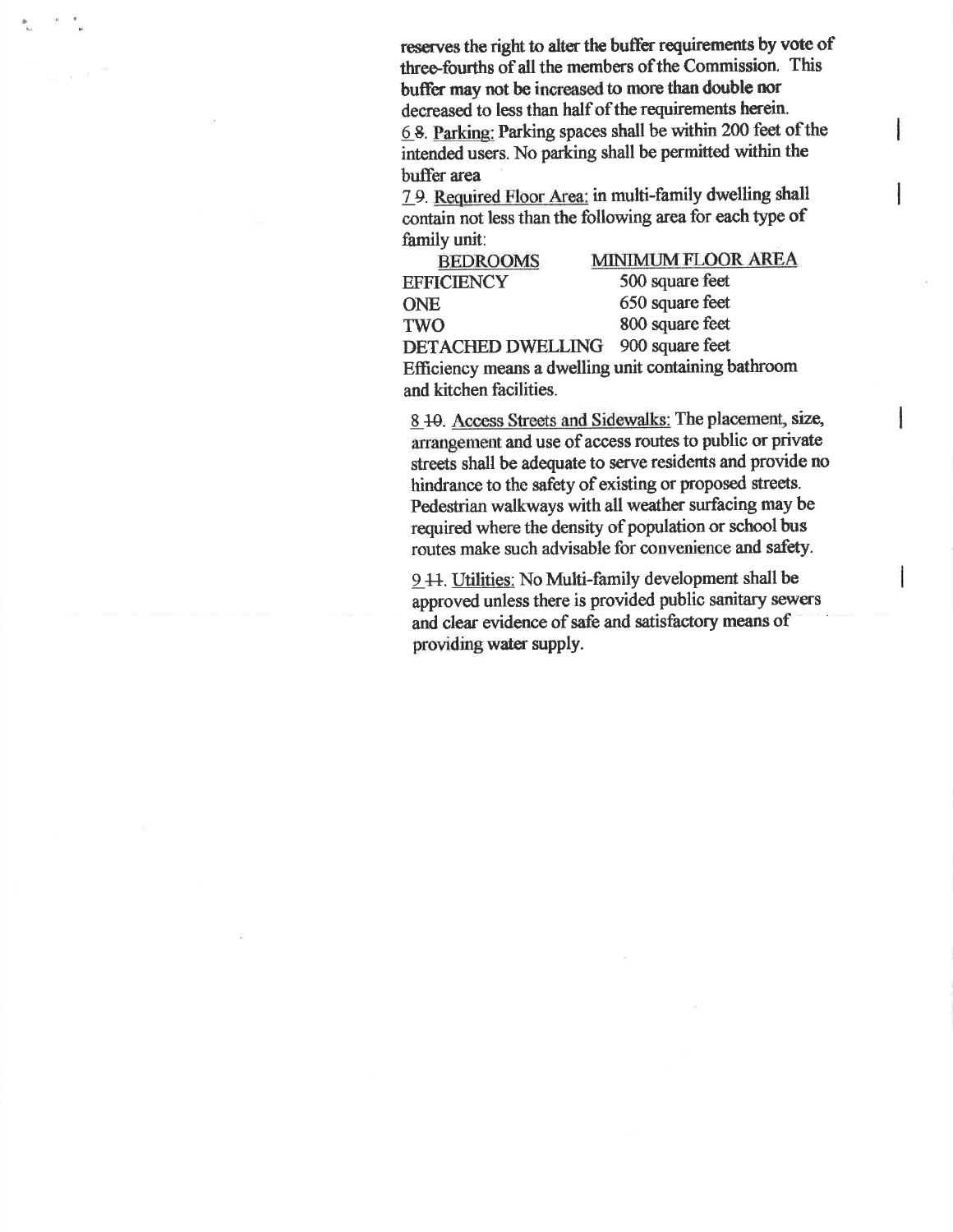reserves the right to alter the buffer requirements by vote of three-fourths of all the members of the Commission. This buffer may not be increased to more than double nor decreased to less than half of the requirements herein.

6 ~~8~~. Parking: Parking spaces shall be within 200 feet of the intended users. No parking shall be permitted within the buffer area

7 9. Required Floor Area: in multi-family dwelling shall contain not less than the following area for each type of family unit:

| BEDROOMS | MINIMUM FLOOR AREA |
|---|---|
| EFFICIENCY | 500 square feet |
| ONE | 650 square feet |
| TWO | 800 square feet |
| DETACHED DWELLING | 900 square feet |

Efficiency means a dwelling unit containing bathroom and kitchen facilities.

8 ~~10~~. Access Streets and Sidewalks: The placement, size, arrangement and use of access routes to public or private streets shall be adequate to serve residents and provide no hindrance to the safety of existing or proposed streets. Pedestrian walkways with all weather surfacing may be required where the density of population or school bus routes make such advisable for convenience and safety.

9 ~~11~~. Utilities: No Multi-family development shall be approved unless there is provided public sanitary sewers and clear evidence of safe and satisfactory means of providing water supply.